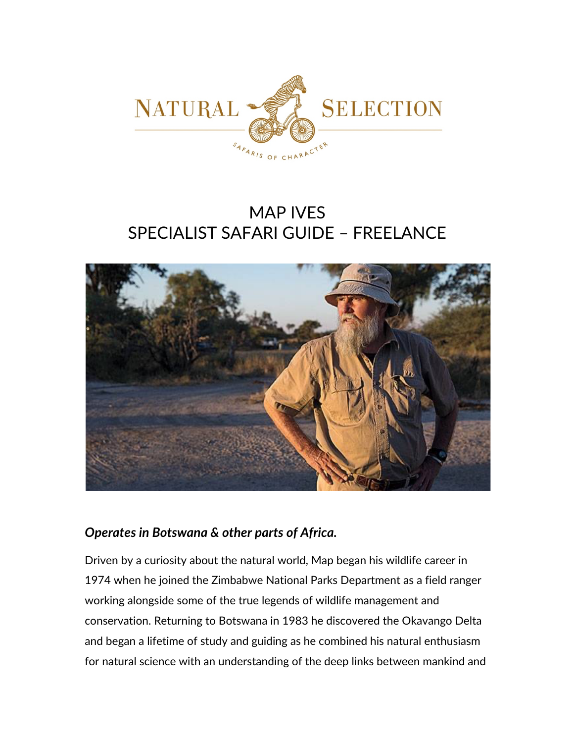# MAP IVES
## SPECIALIST SAFARI GUIDE – FREELANCE

***Operates in Botswana & other parts of Africa.***

Driven by a curiosity about the natural world, Map began his wildlife career in 1974 when he joined the Zimbabwe National Parks Department as a field ranger working alongside some of the true legends of wildlife management and conservation. Returning to Botswana in 1983 he discovered the Okavango Delta and began a lifetime of study and guiding as he combined his natural enthusiasm for natural science with an understanding of the deep links between mankind and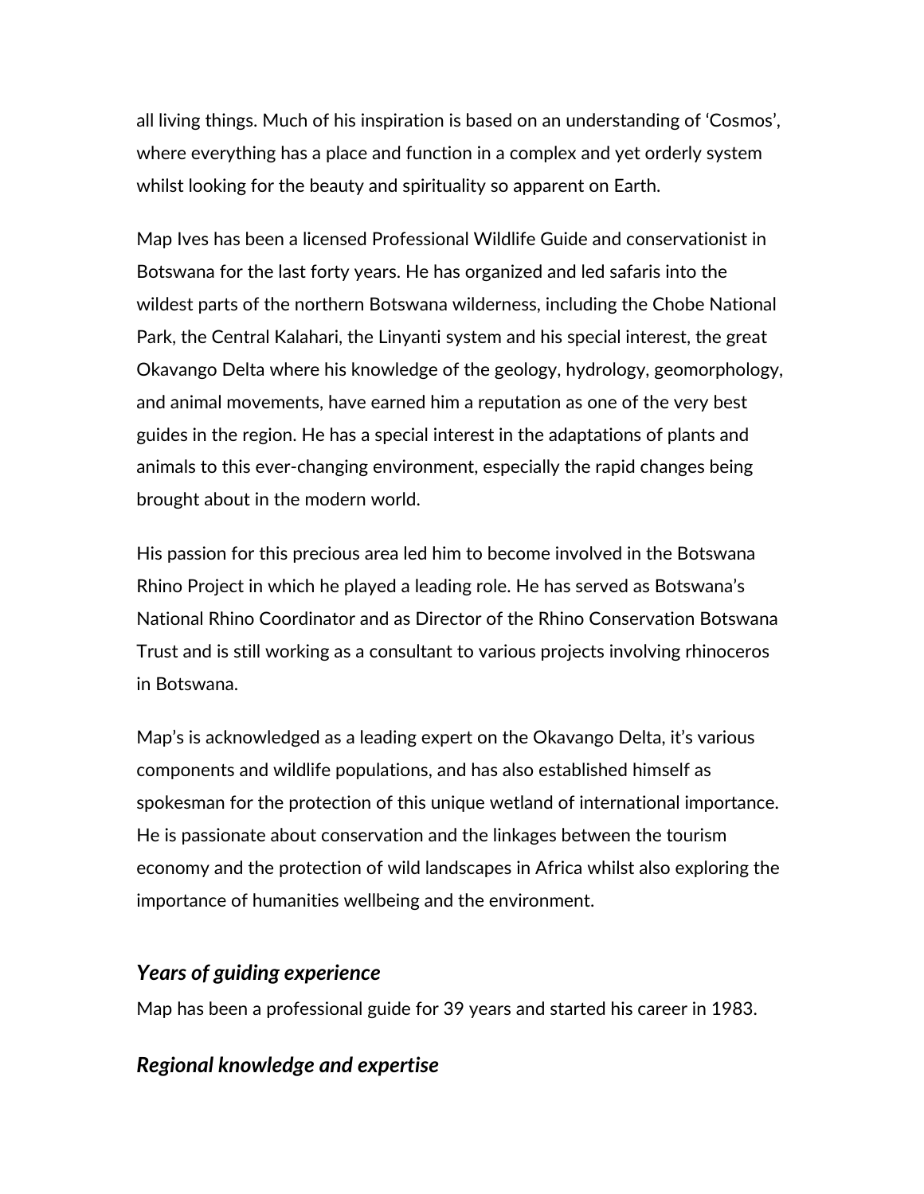all living things. Much of his inspiration is based on an understanding of 'Cosmos', where everything has a place and function in a complex and yet orderly system whilst looking for the beauty and spirituality so apparent on Earth.

Map Ives has been a licensed Professional Wildlife Guide and conservationist in Botswana for the last forty years. He has organized and led safaris into the wildest parts of the northern Botswana wilderness, including the Chobe National Park, the Central Kalahari, the Linyanti system and his special interest, the great Okavango Delta where his knowledge of the geology, hydrology, geomorphology, and animal movements, have earned him a reputation as one of the very best guides in the region. He has a special interest in the adaptations of plants and animals to this ever-changing environment, especially the rapid changes being brought about in the modern world.

His passion for this precious area led him to become involved in the Botswana Rhino Project in which he played a leading role. He has served as Botswana's National Rhino Coordinator and as Director of the Rhino Conservation Botswana Trust and is still working as a consultant to various projects involving rhinoceros in Botswana.

Map's is acknowledged as a leading expert on the Okavango Delta, it's various components and wildlife populations, and has also established himself as spokesman for the protection of this unique wetland of international importance. He is passionate about conservation and the linkages between the tourism economy and the protection of wild landscapes in Africa whilst also exploring the importance of humanities wellbeing and the environment.

### *Years of guiding experience*

Map has been a professional guide for 39 years and started his career in 1983.

### *Regional knowledge and expertise*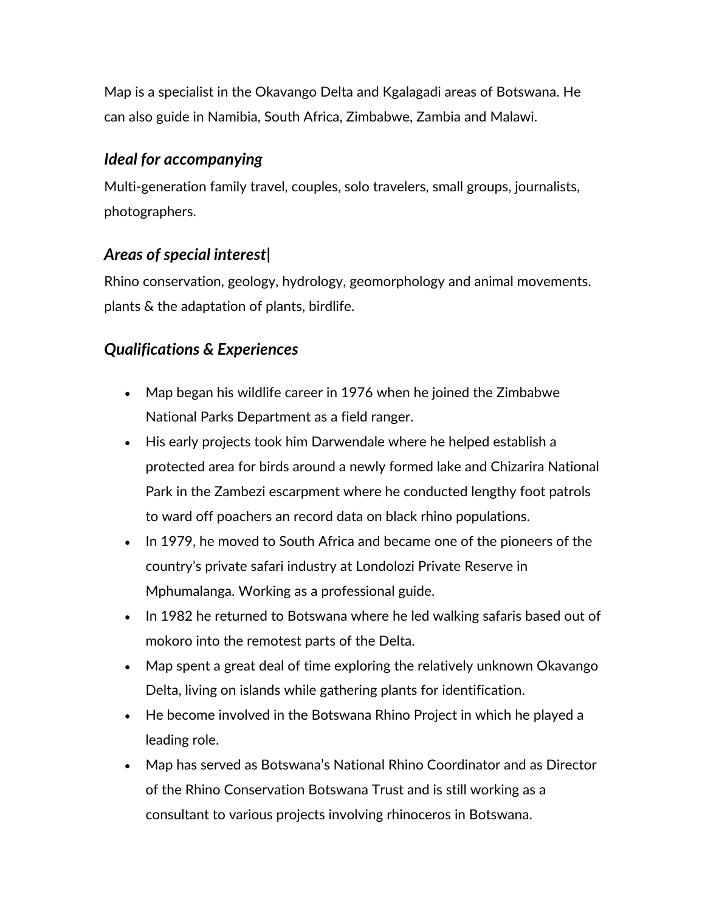Map is a specialist in the Okavango Delta and Kgalagadi areas of Botswana. He can also guide in Namibia, South Africa, Zimbabwe, Zambia and Malawi.

### *Ideal for accompanying*

Multi-generation family travel, couples, solo travelers, small groups, journalists, photographers.

### *Areas of special interest|*

Rhino conservation, geology, hydrology, geomorphology and animal movements. plants & the adaptation of plants, birdlife.

### *Qualifications & Experiences*

- Map began his wildlife career in 1976 when he joined the Zimbabwe National Parks Department as a field ranger.
- His early projects took him Darwendale where he helped establish a protected area for birds around a newly formed lake and Chizarira National Park in the Zambezi escarpment where he conducted lengthy foot patrols to ward off poachers an record data on black rhino populations.
- In 1979, he moved to South Africa and became one of the pioneers of the country's private safari industry at Londolozi Private Reserve in Mphumalanga. Working as a professional guide.
- In 1982 he returned to Botswana where he led walking safaris based out of mokoro into the remotest parts of the Delta.
- Map spent a great deal of time exploring the relatively unknown Okavango Delta, living on islands while gathering plants for identification.
- He become involved in the Botswana Rhino Project in which he played a leading role.
- Map has served as Botswana's National Rhino Coordinator and as Director of the Rhino Conservation Botswana Trust and is still working as a consultant to various projects involving rhinoceros in Botswana.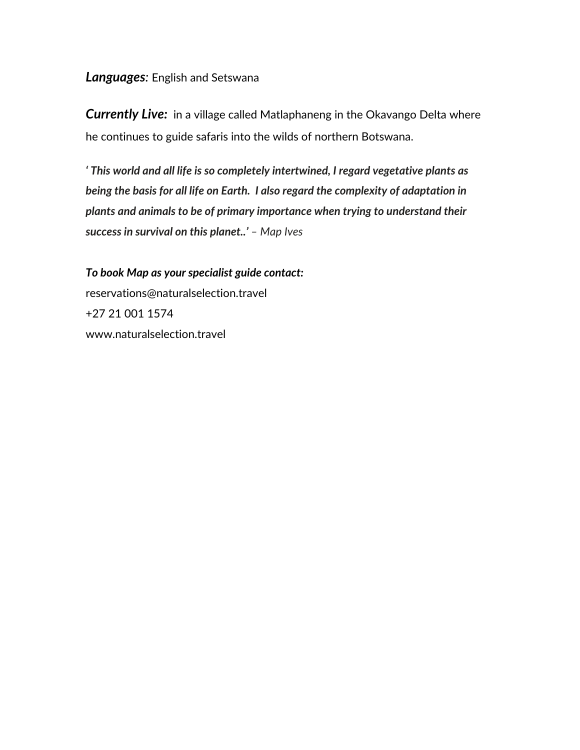***Languages:*** English and Setswana

***Currently Live:*** in a village called Matlaphaneng in the Okavango Delta where he continues to guide safaris into the wilds of northern Botswana.

***' This world and all life is so completely intertwined, I regard vegetative plants as being the basis for all life on Earth. I also regard the complexity of adaptation in plants and animals to be of primary importance when trying to understand their success in survival on this planet..'*** *– Map Ives*

***To book Map as your specialist guide contact:***

reservations@naturalselection.travel

+27 21 001 1574

www.naturalselection.travel